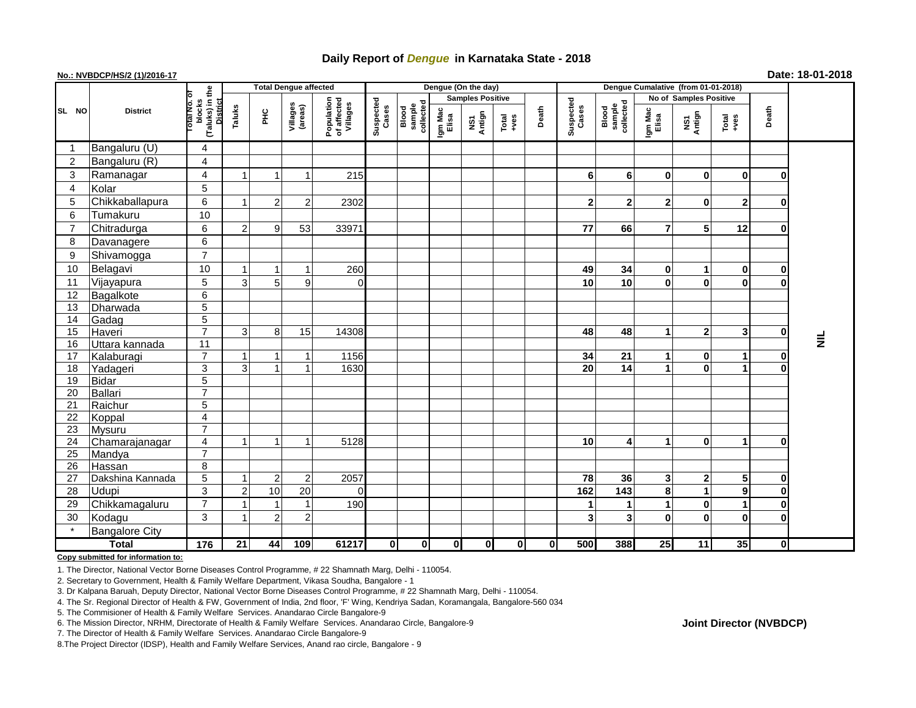# Daily Report of *Dengue* in Karnataka State - 2018

**No.: NVBDCP/HS/2 (1)/2016-17**

**Date: 18-01-2018**

| SL NO | District | Total No. of blocks (Taluks) in the District | Total Dengue affected | | | | Dengue (On the day) | | | | | | | Dengue Cumalative (from 01-01-2018) | | | | | | | |
|---|---|---|---|---|---|---|---|---|---|---|---|---|---|---|---|---|---|---|---|---|
| | | | Taluks | PHC | Villages (areas) | Population of affected Villages | Suspected Cases | Blood sample collected | Samples Positive | | | Death | Suspected Cases | Blood sample collected | No of Samples Positive | | | Death | |
| | | | | | | | | | Igm Mac Elisa | NS1 Antign | Total +ves | | | | Igm Mac Elisa | NS1 Antign | Total +ves | | |
| 1 | Bangaluru (U) | 4 | | | | | | | | | | | | | | | | | NIL |
| 2 | Bangaluru (R) | 4 | | | | | | | | | | | | | | | | | |
| 3 | Ramanagar | 4 | 1 | 1 | 1 | 215 | | | | | | | 6 | 6 | 0 | 0 | 0 | 0 | |
| 4 | Kolar | 5 | | | | | | | | | | | | | | | | | |
| 5 | Chikkaballapura | 6 | 1 | 2 | 2 | 2302 | | | | | | | 2 | 2 | 2 | 0 | 2 | 0 | |
| 6 | Tumakuru | 10 | | | | | | | | | | | | | | | | | |
| 7 | Chitradurga | 6 | 2 | 9 | 53 | 33971 | | | | | | | 77 | 66 | 7 | 5 | 12 | 0 | |
| 8 | Davanagere | 6 | | | | | | | | | | | | | | | | | |
| 9 | Shivamogga | 7 | | | | | | | | | | | | | | | | | |
| 10 | Belagavi | 10 | 1 | 1 | 1 | 260 | | | | | | | 49 | 34 | 0 | 1 | 0 | 0 | |
| 11 | Vijayapura | 5 | 3 | 5 | 9 | 0 | | | | | | | 10 | 10 | 0 | 0 | 0 | 0 | |
| 12 | Bagalkote | 6 | | | | | | | | | | | | | | | | | |
| 13 | Dharwada | 5 | | | | | | | | | | | | | | | | | |
| 14 | Gadag | 5 | | | | | | | | | | | | | | | | | |
| 15 | Haveri | 7 | 3 | 8 | 15 | 14308 | | | | | | | 48 | 48 | 1 | 2 | 3 | 0 | |
| 16 | Uttara kannada | 11 | | | | | | | | | | | | | | | | | |
| 17 | Kalaburagi | 7 | 1 | 1 | 1 | 1156 | | | | | | | 34 | 21 | 1 | 0 | 1 | 0 | |
| 18 | Yadageri | 3 | 3 | 1 | 1 | 1630 | | | | | | | 20 | 14 | 1 | 0 | 1 | 0 | |
| 19 | Bidar | 5 | | | | | | | | | | | | | | | | | |
| 20 | Ballari | 7 | | | | | | | | | | | | | | | | | |
| 21 | Raichur | 5 | | | | | | | | | | | | | | | | | |
| 22 | Koppal | 4 | | | | | | | | | | | | | | | | | |
| 23 | Mysuru | 7 | | | | | | | | | | | | | | | | | |
| 24 | Chamarajanagar | 4 | 1 | 1 | 1 | 5128 | | | | | | | 10 | 4 | 1 | 0 | 1 | 0 | |
| 25 | Mandya | 7 | | | | | | | | | | | | | | | | | |
| 26 | Hassan | 8 | | | | | | | | | | | | | | | | | |
| 27 | Dakshina Kannada | 5 | 1 | 2 | 2 | 2057 | | | | | | | 78 | 36 | 3 | 2 | 5 | 0 | |
| 28 | Udupi | 3 | 2 | 10 | 20 | 0 | | | | | | | 162 | 143 | 8 | 1 | 9 | 0 | |
| 29 | Chikkamagaluru | 7 | 1 | 1 | 1 | 190 | | | | | | | 1 | 1 | 1 | 0 | 1 | 0 | |
| 30 | Kodagu | 3 | 1 | 2 | 2 | | | | | | | | 3 | 3 | 0 | 0 | 0 | 0 | |
| * | Bangalore City | | | | | | | | | | | | | | | | | | |
| **Total** | | **176** | **21** | **44** | **109** | **61217** | **0** | **0** | **0** | **0** | **0** | **0** | **500** | **388** | **25** | **11** | **35** | **0** | |

**Copy submitted for information to:**

1. The Director, National Vector Borne Diseases Control Programme, # 22 Shamnath Marg, Delhi - 110054.
2. Secretary to Government, Health & Family Welfare Department, Vikasa Soudha, Bangalore - 1
3. Dr Kalpana Baruah, Deputy Director, National Vector Borne Diseases Control Programme, # 22 Shamnath Marg, Delhi - 110054.
4. The Sr. Regional Director of Health & FW, Government of India, 2nd floor, 'F' Wing, Kendriya Sadan, Koramangala, Bangalore-560 034
5. The Commisioner of Health & Family Welfare Services. Anandarao Circle Bangalore-9
6. The Mission Director, NRHM, Directorate of Health & Family Welfare Services. Anandarao Circle, Bangalore-9
7. The Director of Health & Family Welfare Services. Anandarao Circle Bangalore-9
8. The Project Director (IDSP), Health and Family Welfare Services, Anand rao circle, Bangalore - 9

**Joint Director (NVBDCP)**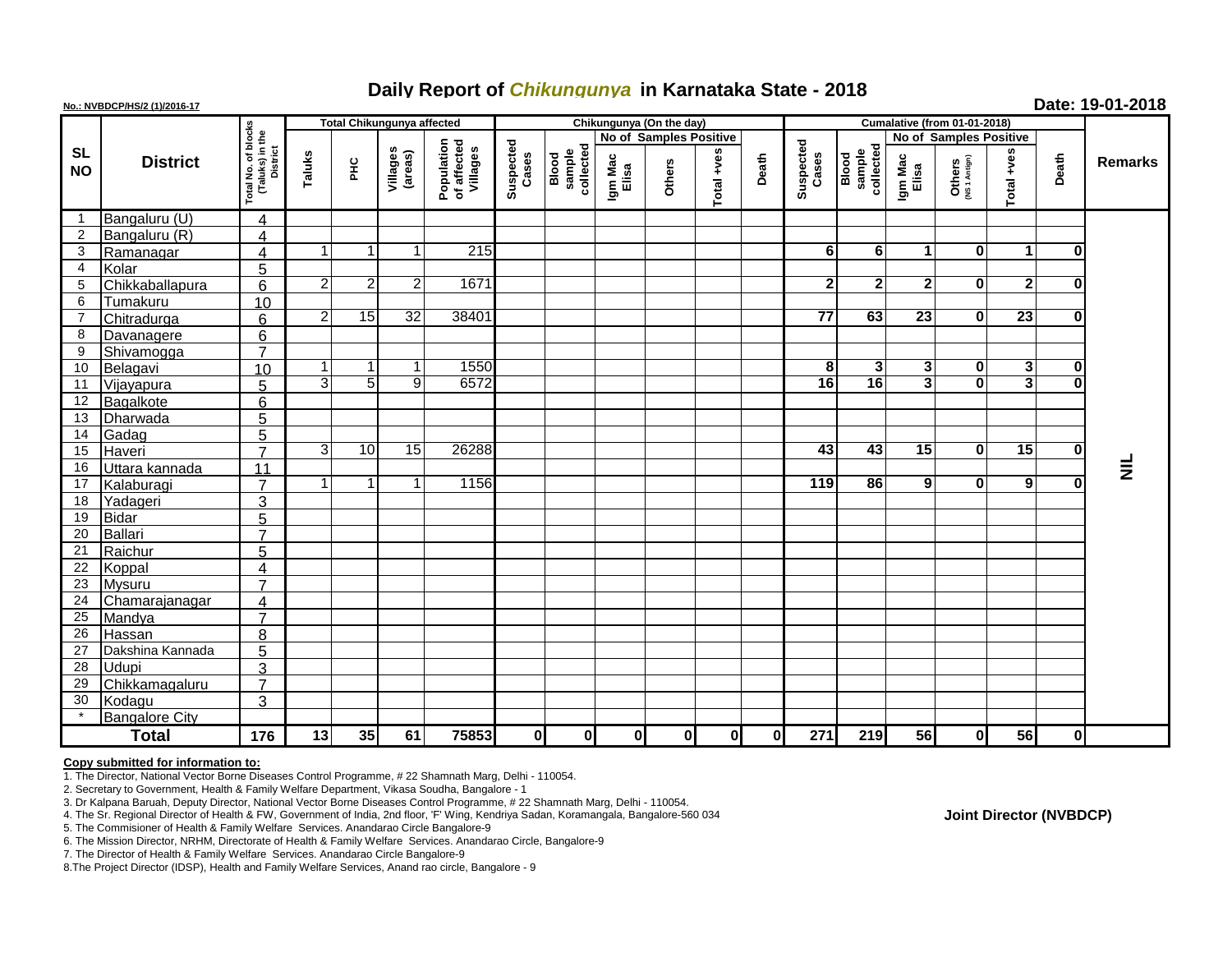# Daily Report of *Chikungunya* in Karnataka State - 2018

**No.: NVBDCP/HS/2 (1)/2016-17**

**Date: 19-01-2018**

| SL NO | District | Total No. of blocks (Taluks) in the District | Total Chikungunya affected | | | | Chikungunya (On the day) | | | | | | Cumalative (from 01-01-2018) | | | | | | Remarks |
|---|---|---|---|---|---|---|---|---|---|---|---|---|---|---|---|---|---|---|---|
| | | | Taluks | PHC | Villages (areas) | Population of affected Villages | Suspected Cases | Blood sample collected | No of Samples Positive | | | Death | Suspected Cases | Blood sample collected | No of Samples Positive | | | Death | |
| | | | | | | | | | Igm Mac Elisa | Others | Total +ves | | | | Igm Mac Elisa | Others (NS 1 Antign) | Total +ves | | |
| 1 | Bangaluru (U) | 4 | | | | | | | | | | | | | | | | | NIL |
| 2 | Bangaluru (R) | 4 | | | | | | | | | | | | | | | | | |
| 3 | Ramanagar | 4 | 1 | 1 | 1 | 215 | | | | | | | 6 | 6 | 1 | 0 | 1 | 0 | |
| 4 | Kolar | 5 | | | | | | | | | | | | | | | | | |
| 5 | Chikkaballapura | 6 | 2 | 2 | 2 | 1671 | | | | | | | 2 | 2 | 2 | 0 | 2 | 0 | |
| 6 | Tumakuru | 10 | | | | | | | | | | | | | | | | | |
| 7 | Chitradurga | 6 | 2 | 15 | 32 | 38401 | | | | | | | 77 | 63 | 23 | 0 | 23 | 0 | |
| 8 | Davanagere | 6 | | | | | | | | | | | | | | | | | |
| 9 | Shivamogga | 7 | | | | | | | | | | | | | | | | | |
| 10 | Belagavi | 10 | 1 | 1 | 1 | 1550 | | | | | | | 8 | 3 | 3 | 0 | 3 | 0 | |
| 11 | Vijayapura | 5 | 3 | 5 | 9 | 6572 | | | | | | | 16 | 16 | 3 | 0 | 3 | 0 | |
| 12 | Bagalkote | 6 | | | | | | | | | | | | | | | | | |
| 13 | Dharwada | 5 | | | | | | | | | | | | | | | | | |
| 14 | Gadag | 5 | | | | | | | | | | | | | | | | | |
| 15 | Haveri | 7 | 3 | 10 | 15 | 26288 | | | | | | | 43 | 43 | 15 | 0 | 15 | 0 | |
| 16 | Uttara kannada | 11 | | | | | | | | | | | | | | | | | |
| 17 | Kalaburagi | 7 | 1 | 1 | 1 | 1156 | | | | | | | 119 | 86 | 9 | 0 | 9 | 0 | |
| 18 | Yadageri | 3 | | | | | | | | | | | | | | | | | |
| 19 | Bidar | 5 | | | | | | | | | | | | | | | | | |
| 20 | Ballari | 7 | | | | | | | | | | | | | | | | | |
| 21 | Raichur | 5 | | | | | | | | | | | | | | | | | |
| 22 | Koppal | 4 | | | | | | | | | | | | | | | | | |
| 23 | Mysuru | 7 | | | | | | | | | | | | | | | | | |
| 24 | Chamarajanagar | 4 | | | | | | | | | | | | | | | | | |
| 25 | Mandya | 7 | | | | | | | | | | | | | | | | | |
| 26 | Hassan | 8 | | | | | | | | | | | | | | | | | |
| 27 | Dakshina Kannada | 5 | | | | | | | | | | | | | | | | | |
| 28 | Udupi | 3 | | | | | | | | | | | | | | | | | |
| 29 | Chikkamagaluru | 7 | | | | | | | | | | | | | | | | | |
| 30 | Kodagu | 3 | | | | | | | | | | | | | | | | | |
| * | Bangalore City | | | | | | | | | | | | | | | | | | |
| | **Total** | **176** | **13** | **35** | **61** | **75853** | **0** | **0** | **0** | **0** | **0** | **0** | **271** | **219** | **56** | **0** | **56** | **0** | |

**Copy submitted for information to:**

1. The Director, National Vector Borne Diseases Control Programme, # 22 Shamnath Marg, Delhi - 110054.
2. Secretary to Government, Health & Family Welfare Department, Vikasa Soudha, Bangalore - 1
3. Dr Kalpana Baruah, Deputy Director, National Vector Borne Diseases Control Programme, # 22 Shamnath Marg, Delhi - 110054.
4. The Sr. Regional Director of Health & FW, Government of India, 2nd floor, 'F' Wing, Kendriya Sadan, Koramangala, Bangalore-560 034
5. The Commisioner of Health & Family Welfare Services. Anandarao Circle Bangalore-9
6. The Mission Director, NRHM, Directorate of Health & Family Welfare Services. Anandarao Circle, Bangalore-9
7. The Director of Health & Family Welfare Services. Anandarao Circle Bangalore-9
8. The Project Director (IDSP), Health and Family Welfare Services, Anand rao circle, Bangalore - 9

**Joint Director (NVBDCP)**